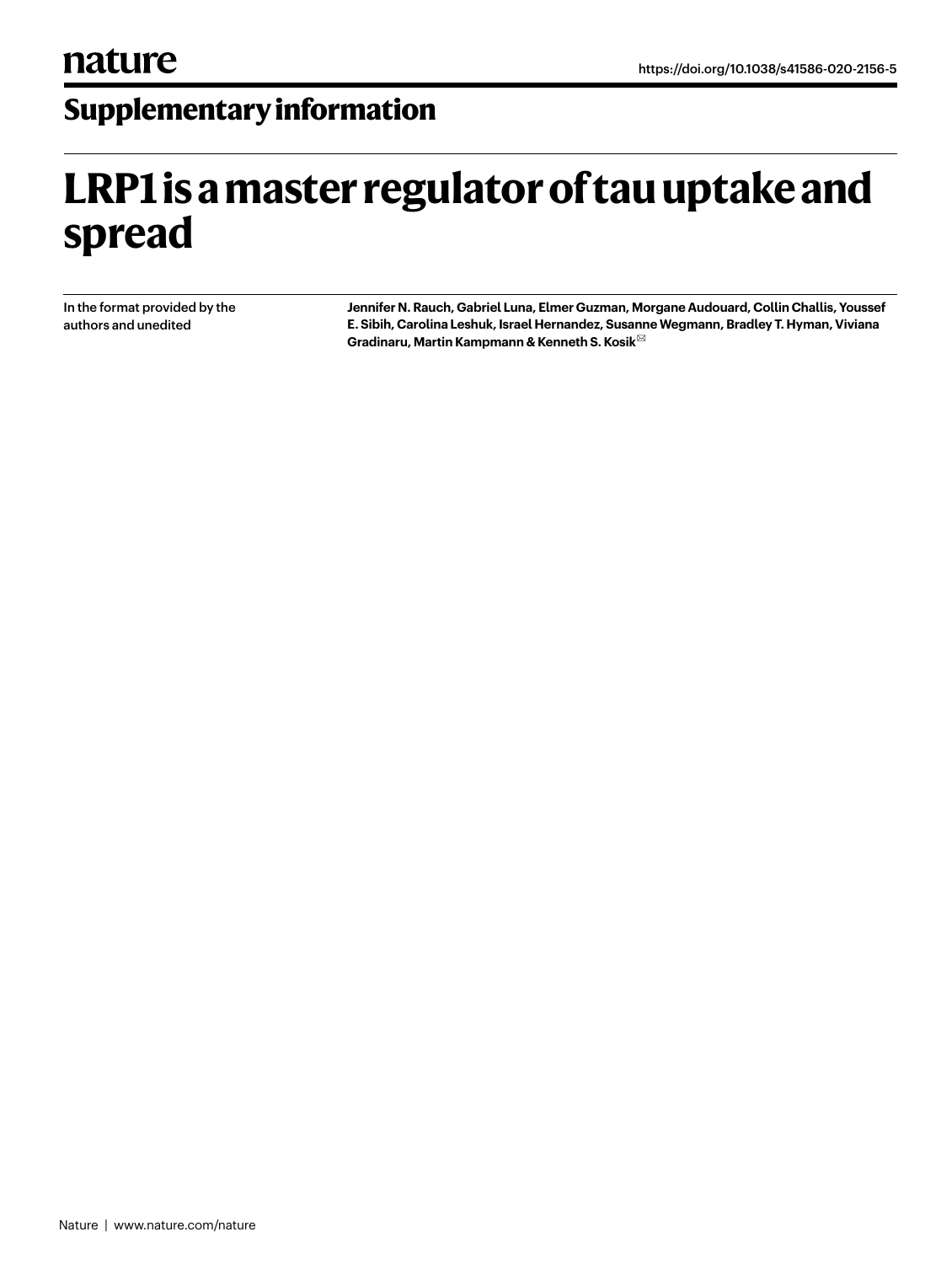nature

https://doi.org/10.1038/s41586-020-2156-5

## Supplementary information

# LRP1 is a master regulator of tau uptake and spread

In the format provided by the authors and unedited

**Jennifer N. Rauch, Gabriel Luna, Elmer Guzman, Morgane Audouard, Collin Challis, Youssef E. Sibih, Carolina Leshuk, Israel Hernandez, Susanne Wegmann, Bradley T. Hyman, Viviana Gradinaru, Martin Kampmann & Kenneth S. Kosik**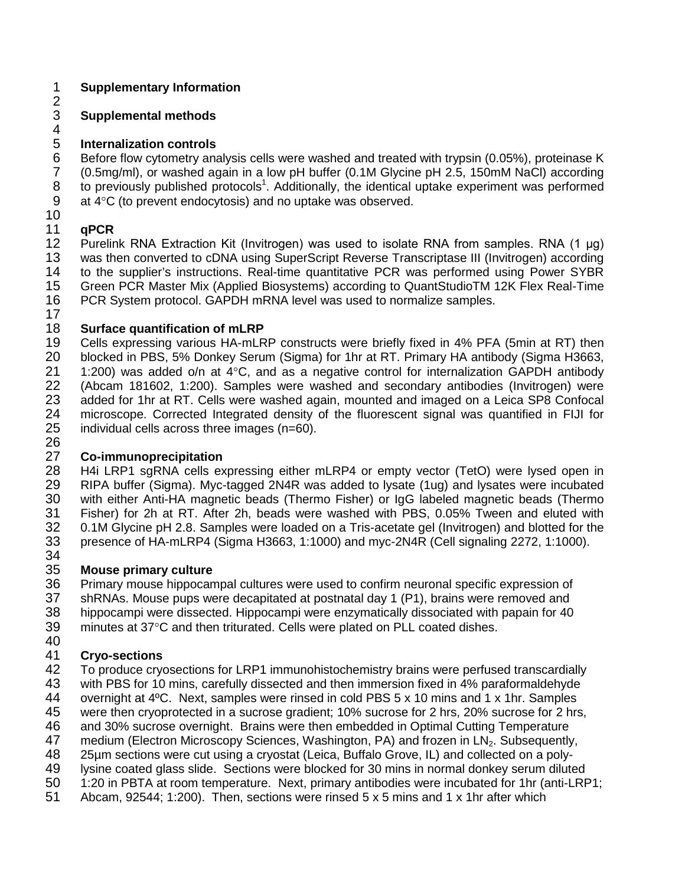# Supplementary Information

## Supplemental methods

### Internalization controls

Before flow cytometry analysis cells were washed and treated with trypsin (0.05%), proteinase K (0.5mg/ml), or washed again in a low pH buffer (0.1M Glycine pH 2.5, 150mM NaCl) according to previously published protocols[1]. Additionally, the identical uptake experiment was performed at 4°C (to prevent endocytosis) and no uptake was observed.

### qPCR

Purelink RNA Extraction Kit (Invitrogen) was used to isolate RNA from samples. RNA (1 μg) was then converted to cDNA using SuperScript Reverse Transcriptase III (Invitrogen) according to the supplier's instructions. Real-time quantitative PCR was performed using Power SYBR Green PCR Master Mix (Applied Biosystems) according to QuantStudioTM 12K Flex Real-Time PCR System protocol. GAPDH mRNA level was used to normalize samples.

### Surface quantification of mLRP

Cells expressing various HA-mLRP constructs were briefly fixed in 4% PFA (5min at RT) then blocked in PBS, 5% Donkey Serum (Sigma) for 1hr at RT. Primary HA antibody (Sigma H3663, 1:200) was added o/n at 4°C, and as a negative control for internalization GAPDH antibody (Abcam 181602, 1:200). Samples were washed and secondary antibodies (Invitrogen) were added for 1hr at RT. Cells were washed again, mounted and imaged on a Leica SP8 Confocal microscope. Corrected Integrated density of the fluorescent signal was quantified in FIJI for individual cells across three images (n=60).

### Co-immunoprecipitation

H4i LRP1 sgRNA cells expressing either mLRP4 or empty vector (TetO) were lysed open in RIPA buffer (Sigma). Myc-tagged 2N4R was added to lysate (1ug) and lysates were incubated with either Anti-HA magnetic beads (Thermo Fisher) or IgG labeled magnetic beads (Thermo Fisher) for 2h at RT. After 2h, beads were washed with PBS, 0.05% Tween and eluted with 0.1M Glycine pH 2.8. Samples were loaded on a Tris-acetate gel (Invitrogen) and blotted for the presence of HA-mLRP4 (Sigma H3663, 1:1000) and myc-2N4R (Cell signaling 2272, 1:1000).

### Mouse primary culture

Primary mouse hippocampal cultures were used to confirm neuronal specific expression of shRNAs. Mouse pups were decapitated at postnatal day 1 (P1), brains were removed and hippocampi were dissected. Hippocampi were enzymatically dissociated with papain for 40 minutes at 37°C and then triturated. Cells were plated on PLL coated dishes.

### Cryo-sections

To produce cryosections for LRP1 immunohistochemistry brains were perfused transcardially with PBS for 10 mins, carefully dissected and then immersion fixed in 4% paraformaldehyde overnight at 4ºC. Next, samples were rinsed in cold PBS 5 x 10 mins and 1 x 1hr. Samples were then cryoprotected in a sucrose gradient; 10% sucrose for 2 hrs, 20% sucrose for 2 hrs, and 30% sucrose overnight. Brains were then embedded in Optimal Cutting Temperature medium (Electron Microscopy Sciences, Washington, PA) and frozen in $LN_2$. Subsequently, 25μm sections were cut using a cryostat (Leica, Buffalo Grove, IL) and collected on a poly-lysine coated glass slide. Sections were blocked for 30 mins in normal donkey serum diluted 1:20 in PBTA at room temperature. Next, primary antibodies were incubated for 1hr (anti-LRP1; Abcam, 92544; 1:200). Then, sections were rinsed 5 x 5 mins and 1 x 1hr after which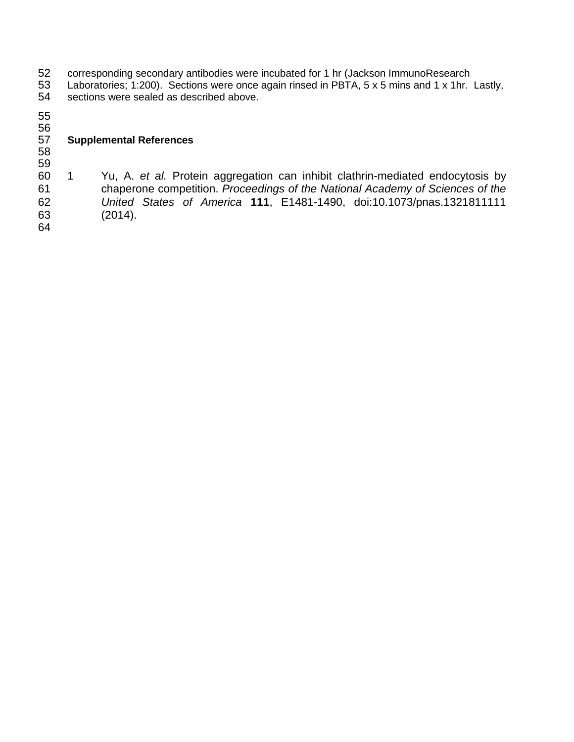corresponding secondary antibodies were incubated for 1 hr (Jackson ImmunoResearch Laboratories; 1:200). Sections were once again rinsed in PBTA, 5 x 5 mins and 1 x 1hr. Lastly, sections were sealed as described above.

## Supplemental References

1. Yu, A. *et al.* Protein aggregation can inhibit clathrin-mediated endocytosis by chaperone competition. *Proceedings of the National Academy of Sciences of the United States of America* **111**, E1481-1490, doi:10.1073/pnas.1321811111 (2014).